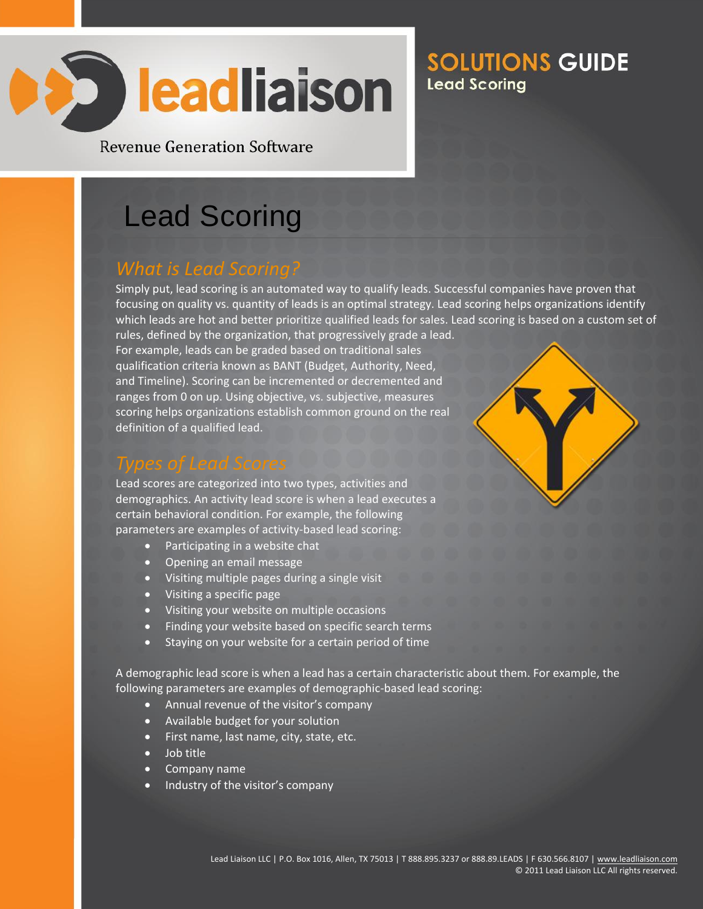leadliaison

Revenue Generation Software

**SOLUTIONS GUIDE**
**Lead Scoring**

# Lead Scoring

## *What is Lead Scoring?*

Simply put, lead scoring is an automated way to qualify leads. Successful companies have proven that focusing on quality vs. quantity of leads is an optimal strategy. Lead scoring helps organizations identify which leads are hot and better prioritize qualified leads for sales. Lead scoring is based on a custom set of rules, defined by the organization, that progressively grade a lead. For example, leads can be graded based on traditional sales qualification criteria known as BANT (Budget, Authority, Need, and Timeline). Scoring can be incremented or decremented and ranges from 0 on up. Using objective, vs. subjective, measures scoring helps organizations establish common ground on the real definition of a qualified lead.

## *Types of Lead Scores*

Lead scores are categorized into two types, activities and demographics. An activity lead score is when a lead executes a certain behavioral condition. For example, the following parameters are examples of activity-based lead scoring:

- Participating in a website chat
- Opening an email message
- Visiting multiple pages during a single visit
- Visiting a specific page
- Visiting your website on multiple occasions
- Finding your website based on specific search terms
- Staying on your website for a certain period of time

A demographic lead score is when a lead has a certain characteristic about them. For example, the following parameters are examples of demographic-based lead scoring:

- Annual revenue of the visitor's company
- Available budget for your solution
- First name, last name, city, state, etc.
- Job title
- Company name
- Industry of the visitor's company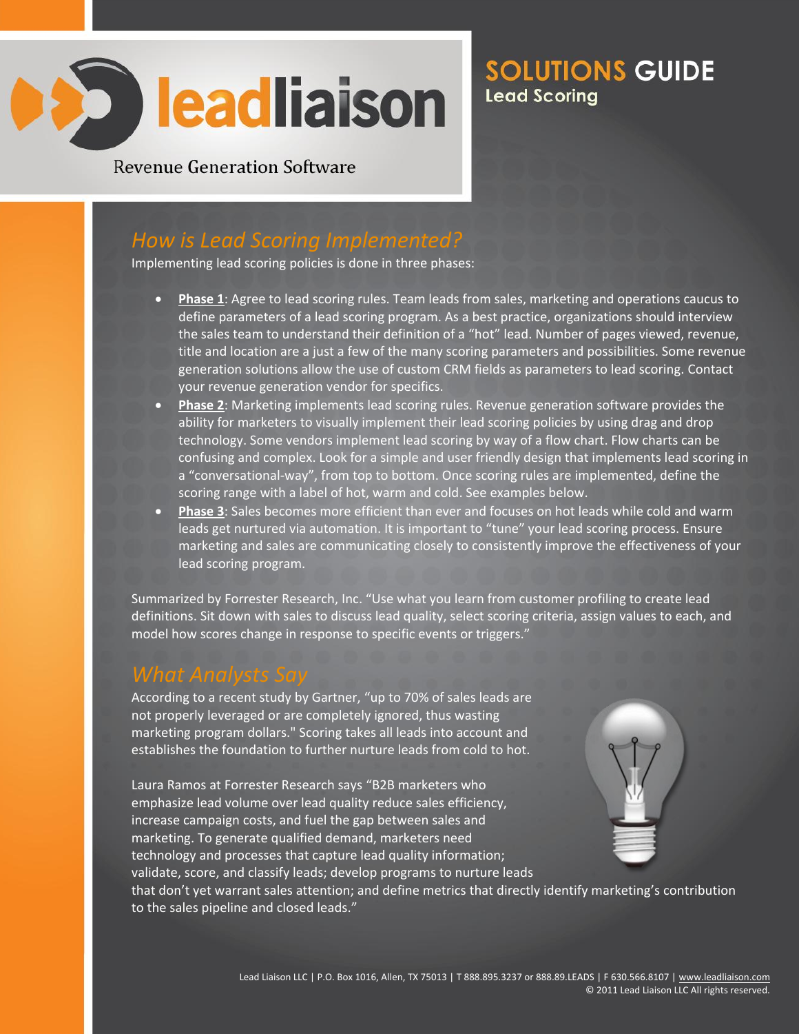# leadliaison

Revenue Generation Software

# SOLUTIONS GUIDE
## Lead Scoring

## How is Lead Scoring Implemented?

Implementing lead scoring policies is done in three phases:

- **Phase 1**: Agree to lead scoring rules. Team leads from sales, marketing and operations caucus to define parameters of a lead scoring program. As a best practice, organizations should interview the sales team to understand their definition of a "hot" lead. Number of pages viewed, revenue, title and location are a just a few of the many scoring parameters and possibilities. Some revenue generation solutions allow the use of custom CRM fields as parameters to lead scoring. Contact your revenue generation vendor for specifics.
- **Phase 2**: Marketing implements lead scoring rules. Revenue generation software provides the ability for marketers to visually implement their lead scoring policies by using drag and drop technology. Some vendors implement lead scoring by way of a flow chart. Flow charts can be confusing and complex. Look for a simple and user friendly design that implements lead scoring in a "conversational-way", from top to bottom. Once scoring rules are implemented, define the scoring range with a label of hot, warm and cold. See examples below.
- **Phase 3**: Sales becomes more efficient than ever and focuses on hot leads while cold and warm leads get nurtured via automation. It is important to "tune" your lead scoring process. Ensure marketing and sales are communicating closely to consistently improve the effectiveness of your lead scoring program.

Summarized by Forrester Research, Inc. "Use what you learn from customer profiling to create lead definitions. Sit down with sales to discuss lead quality, select scoring criteria, assign values to each, and model how scores change in response to specific events or triggers."

## What Analysts Say

According to a recent study by Gartner, "up to 70% of sales leads are not properly leveraged or are completely ignored, thus wasting marketing program dollars." Scoring takes all leads into account and establishes the foundation to further nurture leads from cold to hot.

Laura Ramos at Forrester Research says "B2B marketers who emphasize lead volume over lead quality reduce sales efficiency, increase campaign costs, and fuel the gap between sales and marketing. To generate qualified demand, marketers need technology and processes that capture lead quality information; validate, score, and classify leads; develop programs to nurture leads that don't yet warrant sales attention; and define metrics that directly identify marketing's contribution to the sales pipeline and closed leads."

Lead Liaison LLC | P.O. Box 1016, Allen, TX 75013 | T 888.895.3237 or 888.89.LEADS | F 630.566.8107 | www.leadliaison.com
© 2011 Lead Liaison LLC All rights reserved.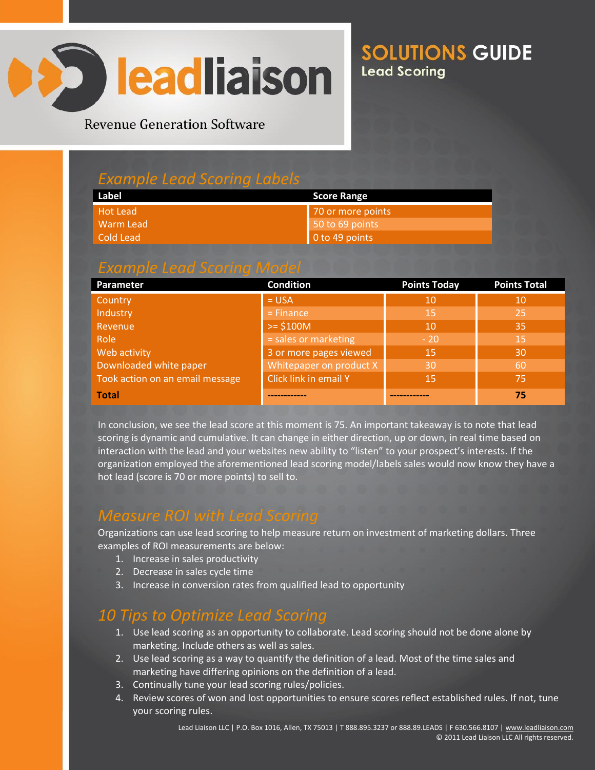## Example Lead Scoring Labels

| Label | Score Range |
|---|---|
| Hot Lead | 70 or more points |
| Warm Lead | 50 to 69 points |
| Cold Lead | 0 to 49 points |

## Example Lead Scoring Model

| Parameter | Condition | Points Today | Points Total |
|---|---|---|---|
| Country | = USA | 10 | 10 |
| Industry | = Finance | 15 | 25 |
| Revenue | >= $100M | 10 | 35 |
| Role | = sales or marketing | - 20 | 15 |
| Web activity | 3 or more pages viewed | 15 | 30 |
| Downloaded white paper | Whitepaper on product X | 30 | 60 |
| Took action on an email message | Click link in email Y | 15 | 75 |
| **Total** | ------------ | ------------ | **75** |

In conclusion, we see the lead score at this moment is 75. An important takeaway is to note that lead scoring is dynamic and cumulative. It can change in either direction, up or down, in real time based on interaction with the lead and your websites new ability to "listen" to your prospect's interests. If the organization employed the aforementioned lead scoring model/labels sales would now know they have a hot lead (score is 70 or more points) to sell to.

## Measure ROI with Lead Scoring

Organizations can use lead scoring to help measure return on investment of marketing dollars. Three examples of ROI measurements are below:

1. Increase in sales productivity
2. Decrease in sales cycle time
3. Increase in conversion rates from qualified lead to opportunity

## 10 Tips to Optimize Lead Scoring

1. Use lead scoring as an opportunity to collaborate. Lead scoring should not be done alone by marketing. Include others as well as sales.
2. Use lead scoring as a way to quantify the definition of a lead. Most of the time sales and marketing have differing opinions on the definition of a lead.
3. Continually tune your lead scoring rules/policies.
4. Review scores of won and lost opportunities to ensure scores reflect established rules. If not, tune your scoring rules.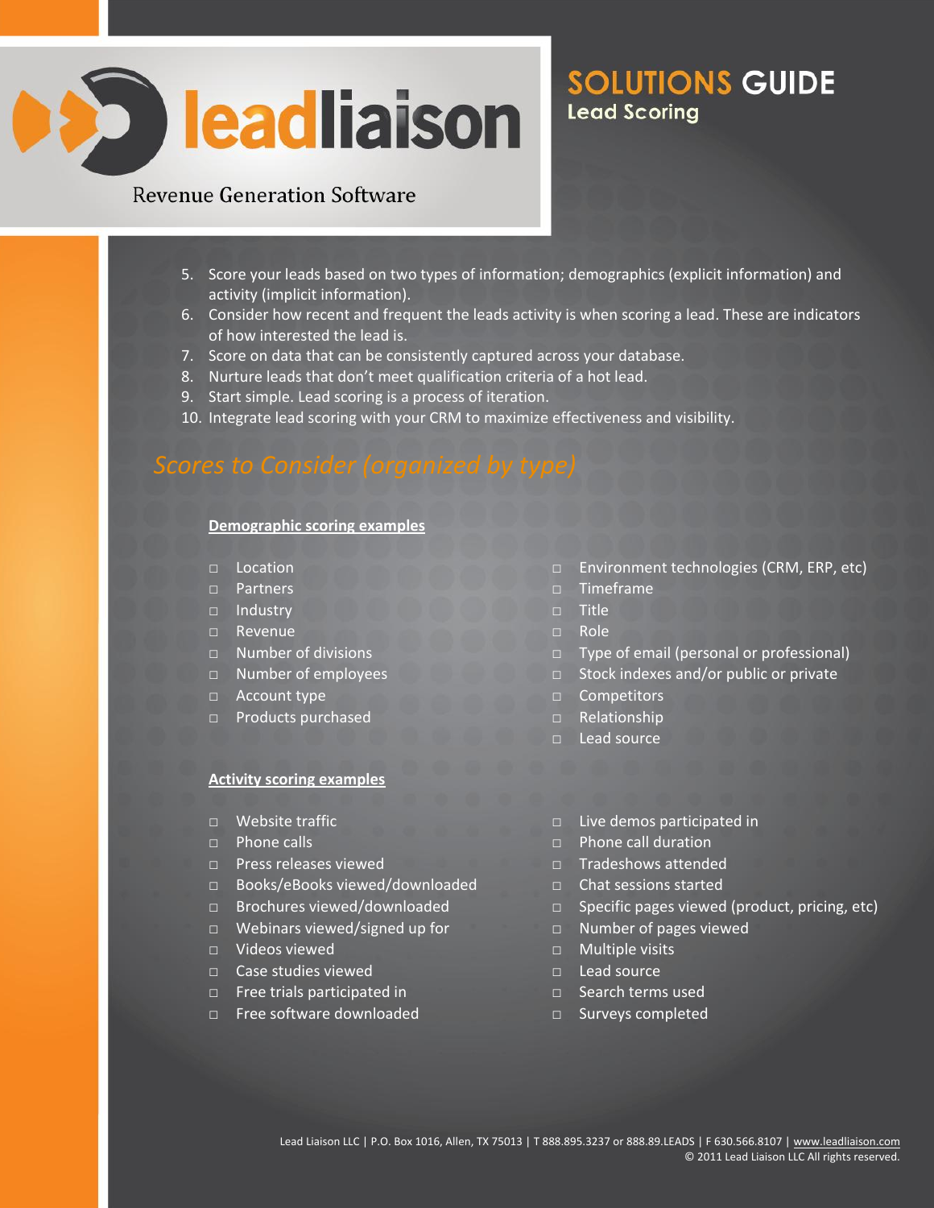5. Score your leads based on two types of information; demographics (explicit information) and activity (implicit information).
6. Consider how recent and frequent the leads activity is when scoring a lead. These are indicators of how interested the lead is.
7. Score on data that can be consistently captured across your database.
8. Nurture leads that don't meet qualification criteria of a hot lead.
9. Start simple. Lead scoring is a process of iteration.
10. Integrate lead scoring with your CRM to maximize effectiveness and visibility.

## *Scores to Consider (organized by type)*

### Demographic scoring examples

- ☐ Location
- ☐ Partners
- ☐ Industry
- ☐ Revenue
- ☐ Number of divisions
- ☐ Number of employees
- ☐ Account type
- ☐ Products purchased
- ☐ Environment technologies (CRM, ERP, etc)
- ☐ Timeframe
- ☐ Title
- ☐ Role
- ☐ Type of email (personal or professional)
- ☐ Stock indexes and/or public or private
- ☐ Competitors
- ☐ Relationship
- ☐ Lead source

### Activity scoring examples

- ☐ Website traffic
- ☐ Phone calls
- ☐ Press releases viewed
- ☐ Books/eBooks viewed/downloaded
- ☐ Brochures viewed/downloaded
- ☐ Webinars viewed/signed up for
- ☐ Videos viewed
- ☐ Case studies viewed
- ☐ Free trials participated in
- ☐ Free software downloaded
- ☐ Live demos participated in
- ☐ Phone call duration
- ☐ Tradeshows attended
- ☐ Chat sessions started
- ☐ Specific pages viewed (product, pricing, etc)
- ☐ Number of pages viewed
- ☐ Multiple visits
- ☐ Lead source
- ☐ Search terms used
- ☐ Surveys completed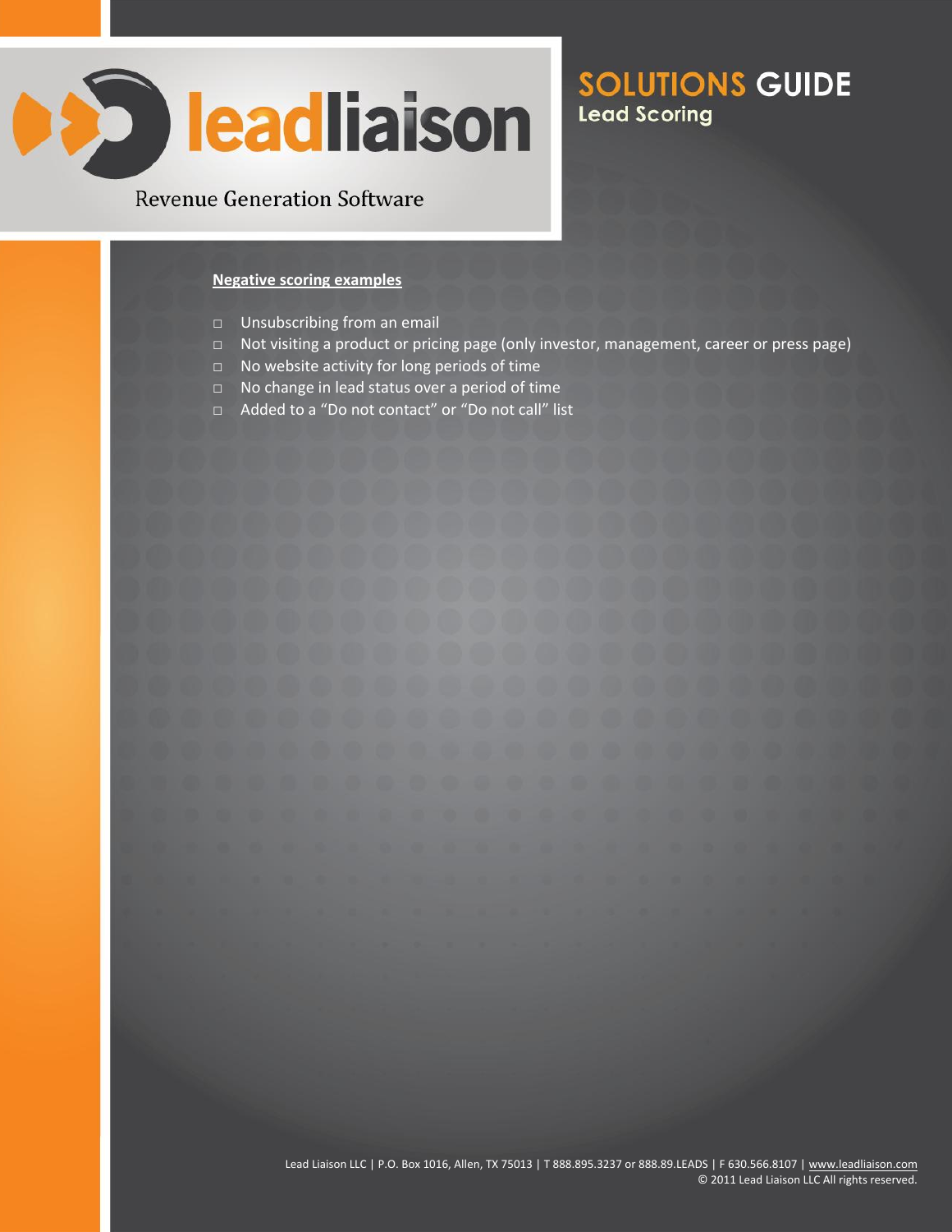**Negative scoring examples**

- Unsubscribing from an email
- Not visiting a product or pricing page (only investor, management, career or press page)
- No website activity for long periods of time
- No change in lead status over a period of time
- Added to a “Do not contact” or “Do not call” list